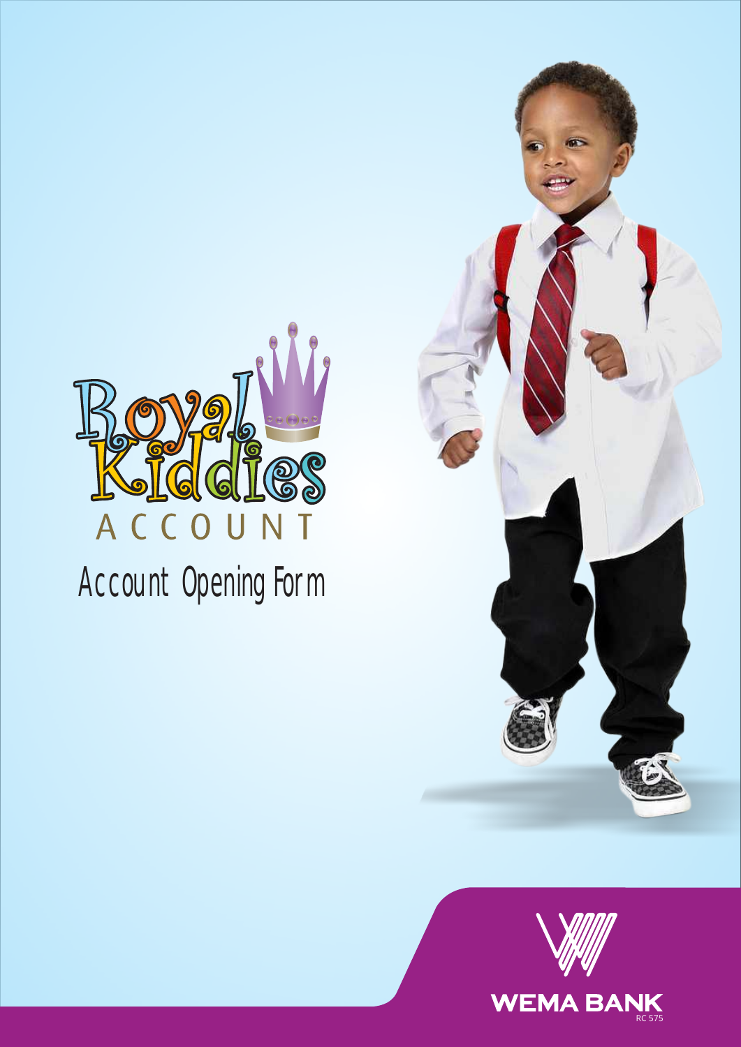# Royal Kiddies ACCOUNT

## Account Opening Form

WEMA BANK

RC 575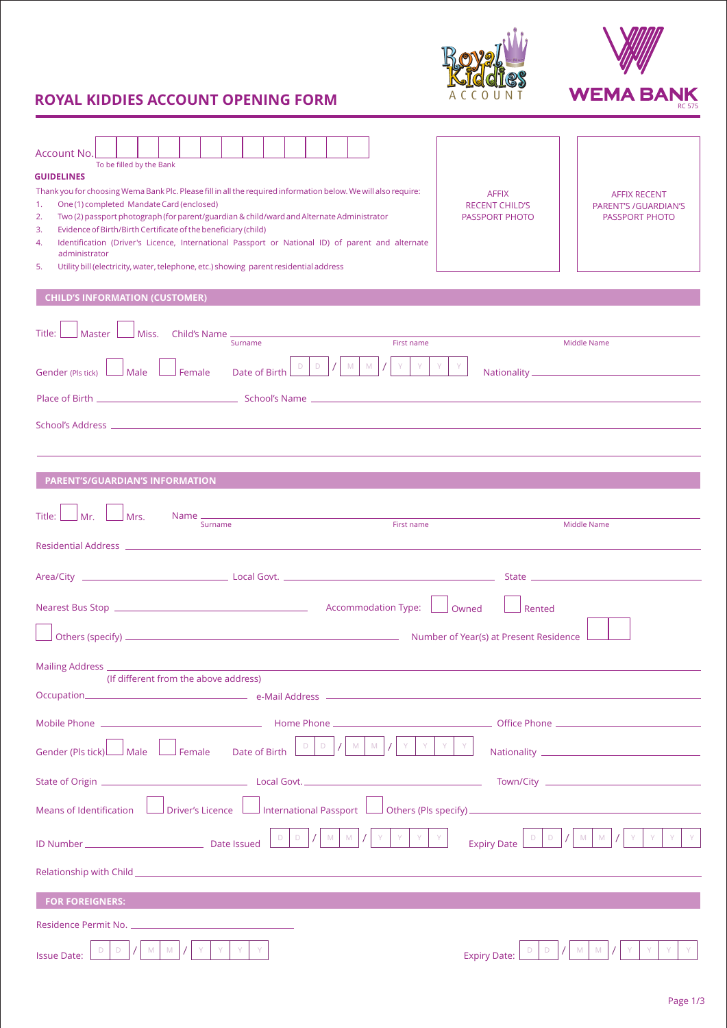# ROYAL KIDDIES ACCOUNT OPENING FORM

Royal Kiddies ACCOUNT

WEMA BANK RC 575

Account No. | | | | | | | | | | | | |
To be filled by the Bank

**GUIDELINES**

Thank you for choosing Wema Bank Plc. Please fill in all the required information below. We will also require:

1. One (1) completed Mandate Card (enclosed)
2. Two (2) passport photograph (for parent/guardian & child/ward and Alternate Administrator
3. Evidence of Birth/Birth Certificate of the beneficiary (child)
4. Identification (Driver's Licence, International Passport or National ID) of parent and alternate administrator
5. Utility bill (electricity, water, telephone, etc.) showing parent residential address

AFFIX RECENT CHILD'S PASSPORT PHOTO

AFFIX RECENT PARENT'S /GUARDIAN'S PASSPORT PHOTO

## CHILD'S INFORMATION (CUSTOMER)

Title: ☐ Master ☐ Miss. Child's Name ____________________
Surname First name Middle Name

Gender (Pls tick) ☐ Male ☐ Female Date of Birth D D / M M / Y Y Y Y Nationality ____________________

Place of Birth ____________________ School's Name ____________________

School's Address ____________________

## PARENT'S/GUARDIAN'S INFORMATION

Title: ☐ Mr. ☐ Mrs. Name ____________________
Surname First name Middle Name

Residential Address ____________________

Area/City ____________________ Local Govt. ____________________ State ____________________

Nearest Bus Stop ____________________ Accommodation Type: ☐ Owned ☐ Rented

☐ Others (specify) ____________________ Number of Year(s) at Present Residence | | |

Mailing Address ____________________
(If different from the above address)

Occupation ____________________ e-Mail Address ____________________

Mobile Phone ____________________ Home Phone ____________________ Office Phone ____________________

Gender (Pls tick) ☐ Male ☐ Female Date of Birth D D / M M / Y Y Y Y Nationality ____________________

State of Origin ____________________ Local Govt. ____________________ Town/City ____________________

Means of Identification ☐ Driver's Licence ☐ International Passport ☐ Others (Pls specify) ____________________

ID Number ____________________ Date Issued D D / M M / Y Y Y Y Expiry Date D D / M M / Y Y Y Y

Relationship with Child ____________________

## FOR FOREIGNERS:

Residence Permit No. ____________________

Issue Date: D D / M M / Y Y Y Y Expiry Date: D D / M M / Y Y Y Y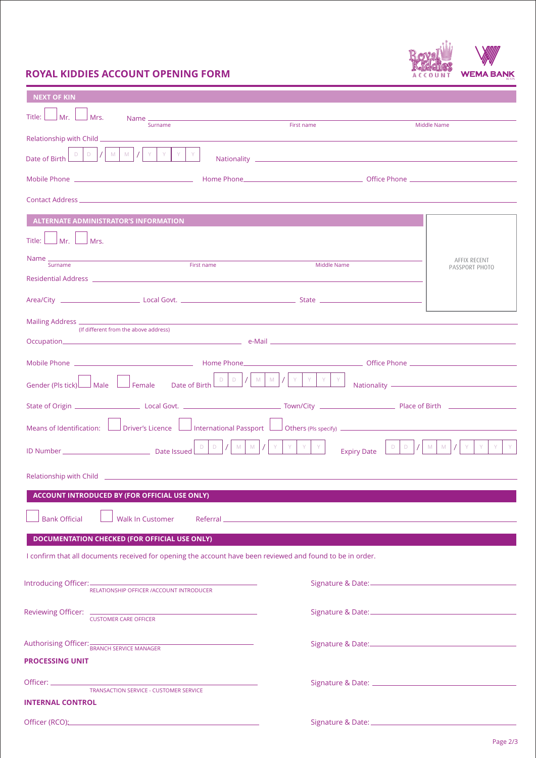# ROYAL KIDDIES ACCOUNT OPENING FORM

## NEXT OF KIN

Title: ☐ Mr. ☐ Mrs. Name ______________________ Surname ______________________ First name ______________________ Middle Name

Relationship with Child ______________________

Date of Birth D D / M M / Y Y Y Y Nationality ______________________

Mobile Phone ______________________ Home Phone ______________________ Office Phone ______________________

Contact Address ______________________

## ALTERNATE ADMINISTRATOR'S INFORMATION

Title: ☐ Mr. ☐ Mrs.

Name ______________________ Surname ______________________ First name ______________________ Middle Name

AFFIX RECENT PASSPORT PHOTO

Residential Address ______________________

Area/City ______________________ Local Govt. ______________________ State ______________________

Mailing Address ______________________
(If different from the above address)

Occupation ______________________ e-Mail ______________________

Mobile Phone ______________________ Home Phone ______________________ Office Phone ______________________

Gender (Pls tick) ☐ Male ☐ Female Date of Birth D D / M M / Y Y Y Y Nationality ______________________

State of Origin ______________________ Local Govt. ______________________ Town/City ______________________ Place of Birth ______________________

Means of Identification: ☐ Driver's Licence ☐ International Passport ☐ Others (Pls specify) ______________________

ID Number ______________________ Date Issued D D / M M / Y Y Y Y Expiry Date D D / M M / Y Y Y Y

Relationship with Child ______________________

## ACCOUNT INTRODUCED BY (FOR OFFICIAL USE ONLY)

☐ Bank Official ☐ Walk In Customer Referral ______________________

## DOCUMENTATION CHECKED (FOR OFFICIAL USE ONLY)

I confirm that all documents received for opening the account have been reviewed and found to be in order.

Introducing Officer: ______________________ Signature & Date: ______________________
RELATIONSHIP OFFICER /ACCOUNT INTRODUCER

Reviewing Officer: ______________________ Signature & Date: ______________________
CUSTOMER CARE OFFICER

Authorising Officer: ______________________ Signature & Date: ______________________
BRANCH SERVICE MANAGER

**PROCESSING UNIT**

Officer: ______________________ Signature & Date: ______________________
TRANSACTION SERVICE - CUSTOMER SERVICE

**INTERNAL CONTROL**

Officer (RCO): ______________________ Signature & Date: ______________________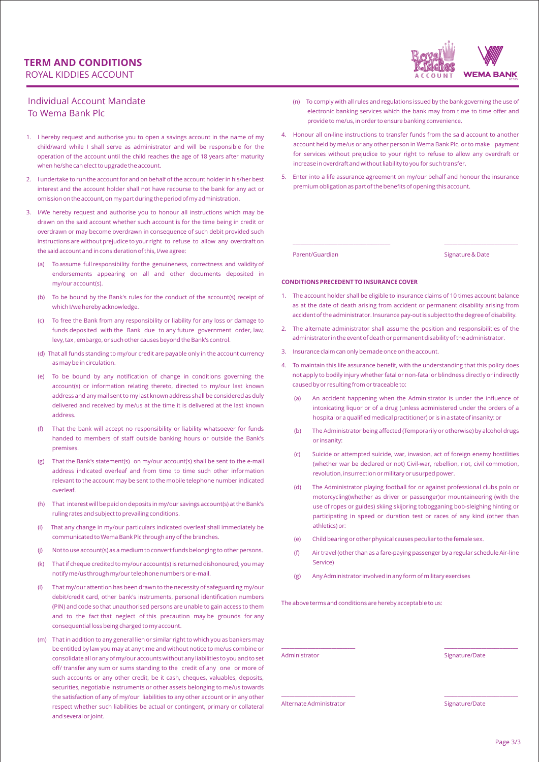# TERM AND CONDITIONS

ROYAL KIDDIES ACCOUNT

## Individual Account Mandate
## To Wema Bank Plc

1. I hereby request and authorise you to open a savings account in the name of my child/ward while I shall serve as administrator and will be responsible for the operation of the account until the child reaches the age of 18 years after maturity when he/she can elect to upgrade the account.

2. I undertake to run the account for and on behalf of the account holder in his/her best interest and the account holder shall not have recourse to the bank for any act or omission on the account, on my part during the period of my administration.

3. I/We hereby request and authorise you to honour all instructions which may be drawn on the said account whether such account is for the time being in credit or overdrawn or may become overdrawn in consequence of such debit provided such instructions are without prejudice to your right to refuse to allow any overdraft on the said account and in consideration of this, I/we agree:

   (a) To assume full responsibility for the genuineness, correctness and validity of endorsements appearing on all and other documents deposited in my/our account(s).

   (b) To be bound by the Bank's rules for the conduct of the account(s) receipt of which I/we hereby acknowledge.

   (c) To free the Bank from any responsibility or liability for any loss or damage to funds deposited with the Bank due to any future government order, law, levy, tax , embargo, or such other causes beyond the Bank's control.

   (d) That all funds standing to my/our credit are payable only in the account currency as may be in circulation.

   (e) To be bound by any notification of change in conditions governing the account(s) or information relating thereto, directed to my/our last known address and any mail sent to my last known address shall be considered as duly delivered and received by me/us at the time it is delivered at the last known address.

   (f) That the bank will accept no responsibility or liability whatsoever for funds handed to members of staff outside banking hours or outside the Bank's premises.

   (g) That the Bank's statement(s) on my/our account(s) shall be sent to the e-mail address indicated overleaf and from time to time such other information relevant to the account may be sent to the mobile telephone number indicated overleaf.

   (h) That interest will be paid on deposits in my/our savings account(s) at the Bank's ruling rates and subject to prevailing conditions.

   (i) That any change in my/our particulars indicated overleaf shall immediately be communicated to Wema Bank Plc through any of the branches.

   (j) Not to use account(s) as a medium to convert funds belonging to other persons.

   (k) That if cheque credited to my/our account(s) is returned dishonoured; you may notify me/us through my/our telephone numbers or e-mail.

   (l) That my/our attention has been drawn to the necessity of safeguarding my/our debit/credit card, other bank's instruments, personal identification numbers (PIN) and code so that unauthorised persons are unable to gain access to them and to the fact that neglect of this precaution may be grounds for any consequential loss being charged to my account.

   (m) That in addition to any general lien or similar right to which you as bankers may be entitled by law you may at any time and without notice to me/us combine or consolidate all or any of my/our accounts without any liabilities to you and to set off/ transfer any sum or sums standing to the credit of any one or more of such accounts or any other credit, be it cash, cheques, valuables, deposits, securities, negotiable instruments or other assets belonging to me/us towards the satisfaction of any of my/our liabilities to any other account or in any other respect whether such liabilities be actual or contingent, primary or collateral and several or joint.

   (n) To comply with all rules and regulations issued by the bank governing the use of electronic banking services which the bank may from time to time offer and provide to me/us, in order to ensure banking convenience.

4. Honour all on-line instructions to transfer funds from the said account to another account held by me/us or any other person in Wema Bank Plc. or to make payment for services without prejudice to your right to refuse to allow any overdraft or increase in overdraft and without liability to you for such transfer.

5. Enter into a life assurance agreement on my/our behalf and honour the insurance premium obligation as part of the benefits of opening this account.

______________________________ ______________________________

Parent/Guardian Signature & Date

### CONDITIONS PRECEDENT TO INSURANCE COVER

1. The account holder shall be eligible to insurance claims of 10 times account balance as at the date of death arising from accident or permanent disability arising from accident of the administrator. Insurance pay-out is subject to the degree of disability.

2. The alternate administrator shall assume the position and responsibilities of the administrator in the event of death or permanent disability of the administrator.

3. Insurance claim can only be made once on the account.

4. To maintain this life assurance benefit, with the understanding that this policy does not apply to bodily injury whether fatal or non-fatal or blindness directly or indirectly caused by or resulting from or traceable to:

   (a) An accident happening when the Administrator is under the influence of intoxicating liquor or of a drug (unless administered under the orders of a hospital or a qualified medical practitioner) or is in a state of insanity: or

   (b) The Administrator being affected (Temporarily or otherwise) by alcohol drugs or insanity:

   (c) Suicide or attempted suicide, war, invasion, act of foreign enemy hostilities (whether war be declared or not) Civil-war, rebellion, riot, civil commotion, revolution, insurrection or military or usurped power.

   (d) The Administrator playing football for or against professional clubs polo or motorcycling(whether as driver or passenger)or mountaineering (with the use of ropes or guides) skiing skijoring tobogganing bob-sleighing hinting or participating in speed or duration test or races of any kind (other than athletics) or:

   (e) Child bearing or other physical causes peculiar to the female sex.

   (f) Air travel (other than as a fare-paying passenger by a regular schedule Air-line Service)

   (g) Any Administrator involved in any form of military exercises

The above terms and conditions are hereby acceptable to us:

______________________________ ______________________________

Administrator Signature/Date

______________________________ ______________________________

Alternate Administrator Signature/Date